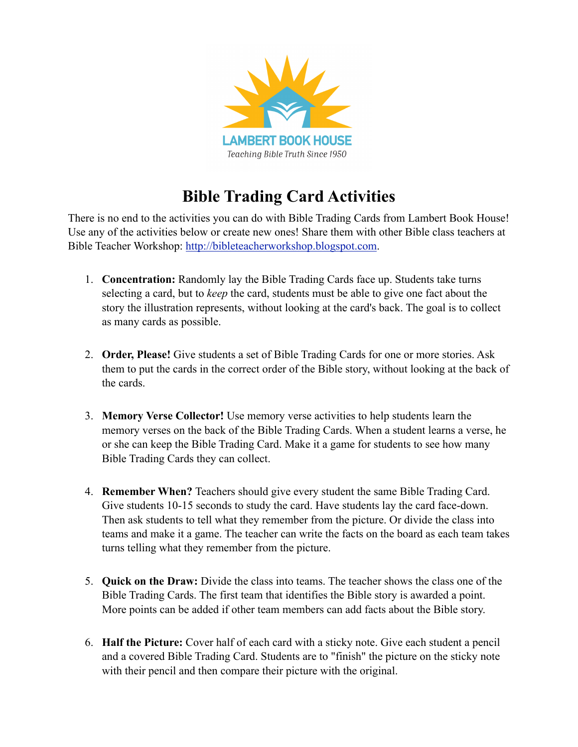LAMBERT BOOK HOUSE

Teaching Bible Truth Since 1950

# Bible Trading Card Activities

There is no end to the activities you can do with Bible Trading Cards from Lambert Book House! Use any of the activities below or create new ones! Share them with other Bible class teachers at Bible Teacher Workshop: http://bibleteacherworkshop.blogspot.com.

1. **Concentration:** Randomly lay the Bible Trading Cards face up. Students take turns selecting a card, but to *keep* the card, students must be able to give one fact about the story the illustration represents, without looking at the card's back. The goal is to collect as many cards as possible.

2. **Order, Please!** Give students a set of Bible Trading Cards for one or more stories. Ask them to put the cards in the correct order of the Bible story, without looking at the back of the cards.

3. **Memory Verse Collector!** Use memory verse activities to help students learn the memory verses on the back of the Bible Trading Cards. When a student learns a verse, he or she can keep the Bible Trading Card. Make it a game for students to see how many Bible Trading Cards they can collect.

4. **Remember When?** Teachers should give every student the same Bible Trading Card. Give students 10-15 seconds to study the card. Have students lay the card face-down. Then ask students to tell what they remember from the picture. Or divide the class into teams and make it a game. The teacher can write the facts on the board as each team takes turns telling what they remember from the picture.

5. **Quick on the Draw:** Divide the class into teams. The teacher shows the class one of the Bible Trading Cards. The first team that identifies the Bible story is awarded a point. More points can be added if other team members can add facts about the Bible story.

6. **Half the Picture:** Cover half of each card with a sticky note. Give each student a pencil and a covered Bible Trading Card. Students are to "finish" the picture on the sticky note with their pencil and then compare their picture with the original.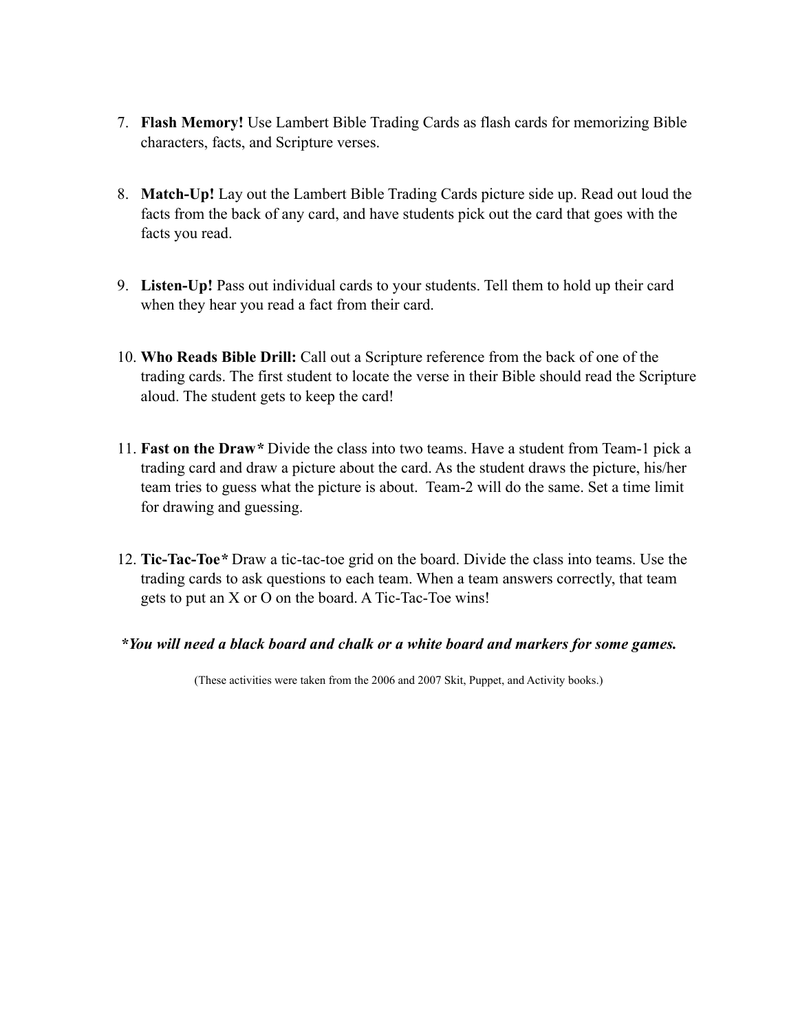7. **Flash Memory!** Use Lambert Bible Trading Cards as flash cards for memorizing Bible characters, facts, and Scripture verses.

8. **Match-Up!** Lay out the Lambert Bible Trading Cards picture side up. Read out loud the facts from the back of any card, and have students pick out the card that goes with the facts you read.

9. **Listen-Up!** Pass out individual cards to your students. Tell them to hold up their card when they hear you read a fact from their card.

10. **Who Reads Bible Drill:** Call out a Scripture reference from the back of one of the trading cards. The first student to locate the verse in their Bible should read the Scripture aloud. The student gets to keep the card!

11. **Fast on the Draw*** Divide the class into two teams. Have a student from Team-1 pick a trading card and draw a picture about the card. As the student draws the picture, his/her team tries to guess what the picture is about. Team-2 will do the same. Set a time limit for drawing and guessing.

12. **Tic-Tac-Toe*** Draw a tic-tac-toe grid on the board. Divide the class into teams. Use the trading cards to ask questions to each team. When a team answers correctly, that team gets to put an X or O on the board. A Tic-Tac-Toe wins!

***You will need a black board and chalk or a white board and markers for some games.***

(These activities were taken from the 2006 and 2007 Skit, Puppet, and Activity books.)